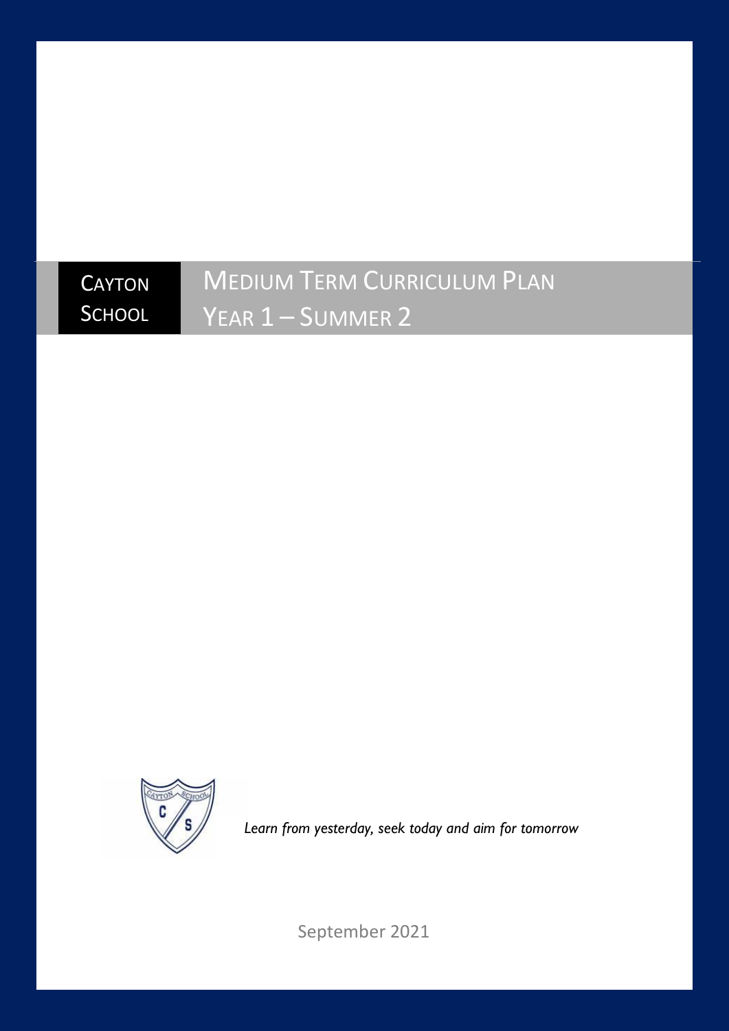# Cayton School

# Medium Term Curriculum Plan
## Year 1 – Summer 2

*Learn from yesterday, seek today and aim for tomorrow*

September 2021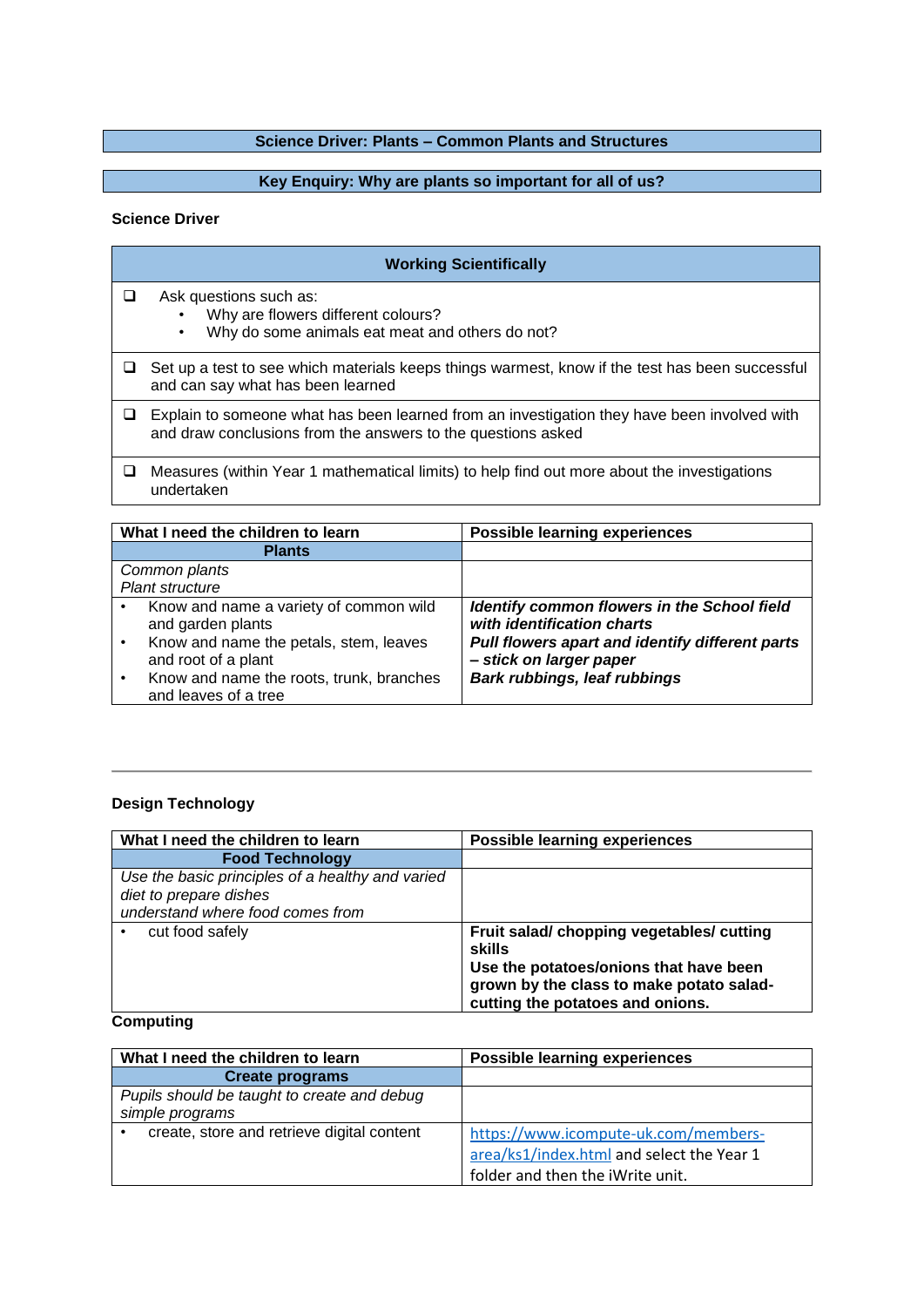## Science Driver: Plants – Common Plants and Structures

## Key Enquiry: Why are plants so important for all of us?

**Science Driver**

| Working Scientifically |
|---|
| ❑ Ask questions such as:<br>• Why are flowers different colours?<br>• Why do some animals eat meat and others do not? |
| ❑ Set up a test to see which materials keeps things warmest, know if the test has been successful and can say what has been learned |
| ❑ Explain to someone what has been learned from an investigation they have been involved with and draw conclusions from the answers to the questions asked |
| ❑ Measures (within Year 1 mathematical limits) to help find out more about the investigations undertaken |

| What I need the children to learn | Possible learning experiences |
|---|---|
| **Plants** | |
| *Common plants*<br>*Plant structure* | |
| • Know and name a variety of common wild and garden plants<br>• Know and name the petals, stem, leaves and root of a plant<br>• Know and name the roots, trunk, branches and leaves of a tree | ***Identify common flowers in the School field with identification charts***<br>***Pull flowers apart and identify different parts – stick on larger paper***<br>***Bark rubbings, leaf rubbings*** |

---

**Design Technology**

| What I need the children to learn | Possible learning experiences |
|---|---|
| **Food Technology** | |
| *Use the basic principles of a healthy and varied diet to prepare dishes*<br>*understand where food comes from* | |
| • cut food safely | **Fruit salad/ chopping vegetables/ cutting skills**<br>**Use the potatoes/onions that have been grown by the class to make potato salad- cutting the potatoes and onions.** |

**Computing**

| What I need the children to learn | Possible learning experiences |
|---|---|
| **Create programs** | |
| *Pupils should be taught to create and debug simple programs* | |
| • create, store and retrieve digital content | https://www.icompute-uk.com/members-area/ks1/index.html and select the Year 1 folder and then the iWrite unit. |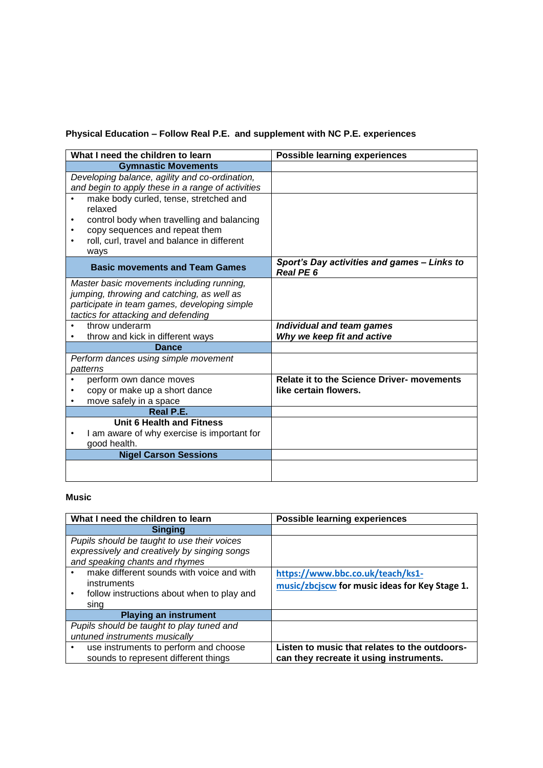**Physical Education – Follow Real P.E. and supplement with NC P.E. experiences**

| What I need the children to learn | Possible learning experiences |
|---|---|
| **Gymnastic Movements** | |
| *Developing balance, agility and co-ordination, and begin to apply these in a range of activities* | |
| • make body curled, tense, stretched and relaxed<br>• control body when travelling and balancing<br>• copy sequences and repeat them<br>• roll, curl, travel and balance in different ways | |
| **Basic movements and Team Games** | ***Sport's Day activities and games – Links to Real PE 6*** |
| *Master basic movements including running, jumping, throwing and catching, as well as participate in team games, developing simple tactics for attacking and defending* | |
| • throw underarm<br>• throw and kick in different ways | ***Individual and team games***<br>***Why we keep fit and active*** |
| **Dance** | |
| *Perform dances using simple movement patterns* | |
| • perform own dance moves<br>• copy or make up a short dance<br>• move safely in a space | **Relate it to the Science Driver- movements like certain flowers.** |
| **Real P.E.** | |
| **Unit 6 Health and Fitness**<br>• I am aware of why exercise is important for good health. | |
| **Nigel Carson Sessions** | |
| | |

**Music**

| What I need the children to learn | Possible learning experiences |
|---|---|
| **Singing** | |
| *Pupils should be taught to use their voices expressively and creatively by singing songs and speaking chants and rhymes* | |
| • make different sounds with voice and with instruments<br>• follow instructions about when to play and sing | https://www.bbc.co.uk/teach/ks1-music/zbcjscw **for music ideas for Key Stage 1.** |
| **Playing an instrument** | |
| *Pupils should be taught to play tuned and untuned instruments musically* | |
| • use instruments to perform and choose sounds to represent different things | **Listen to music that relates to the outdoors- can they recreate it using instruments.** |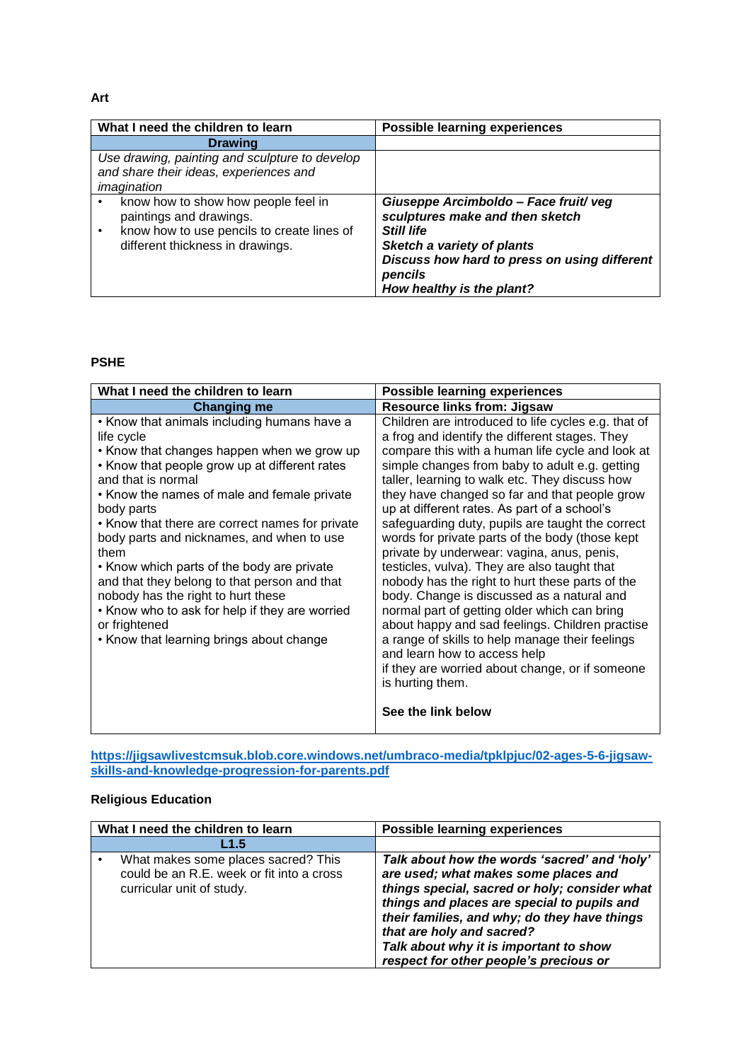**Art**

| What I need the children to learn | Possible learning experiences |
|---|---|
| **Drawing** | |
| *Use drawing, painting and sculpture to develop and share their ideas, experiences and imagination* | |
| • know how to show how people feel in paintings and drawings.<br>• know how to use pencils to create lines of different thickness in drawings. | ***Giuseppe Arcimboldo – Face fruit/ veg sculptures make and then sketch***<br>***Still life***<br>***Sketch a variety of plants***<br>***Discuss how hard to press on using different pencils***<br>***How healthy is the plant?*** |

**PSHE**

| What I need the children to learn | Possible learning experiences |
|---|---|
| **Changing me** | **Resource links from: Jigsaw** |
| • Know that animals including humans have a life cycle<br>• Know that changes happen when we grow up<br>• Know that people grow up at different rates and that is normal<br>• Know the names of male and female private body parts<br>• Know that there are correct names for private body parts and nicknames, and when to use them<br>• Know which parts of the body are private and that they belong to that person and that nobody has the right to hurt these<br>• Know who to ask for help if they are worried or frightened<br>• Know that learning brings about change | Children are introduced to life cycles e.g. that of a frog and identify the different stages. They compare this with a human life cycle and look at simple changes from baby to adult e.g. getting taller, learning to walk etc. They discuss how they have changed so far and that people grow up at different rates. As part of a school's safeguarding duty, pupils are taught the correct words for private parts of the body (those kept private by underwear: vagina, anus, penis, testicles, vulva). They are also taught that nobody has the right to hurt these parts of the body. Change is discussed as a natural and normal part of getting older which can bring about happy and sad feelings. Children practise a range of skills to help manage their feelings and learn how to access help if they are worried about change, or if someone is hurting them.<br><br>**See the link below** |

**https://jigsawlivestcmsuk.blob.core.windows.net/umbraco-media/tpklpjuc/02-ages-5-6-jigsaw-skills-and-knowledge-progression-for-parents.pdf**

**Religious Education**

| What I need the children to learn | Possible learning experiences |
|---|---|
| **L1.5** | |
| • What makes some places sacred? This could be an R.E. week or fit into a cross curricular unit of study. | ***Talk about how the words 'sacred' and 'holy' are used; what makes some places and things special, sacred or holy; consider what things and places are special to pupils and their families, and why; do they have things that are holy and sacred?***<br>***Talk about why it is important to show respect for other people's precious or*** |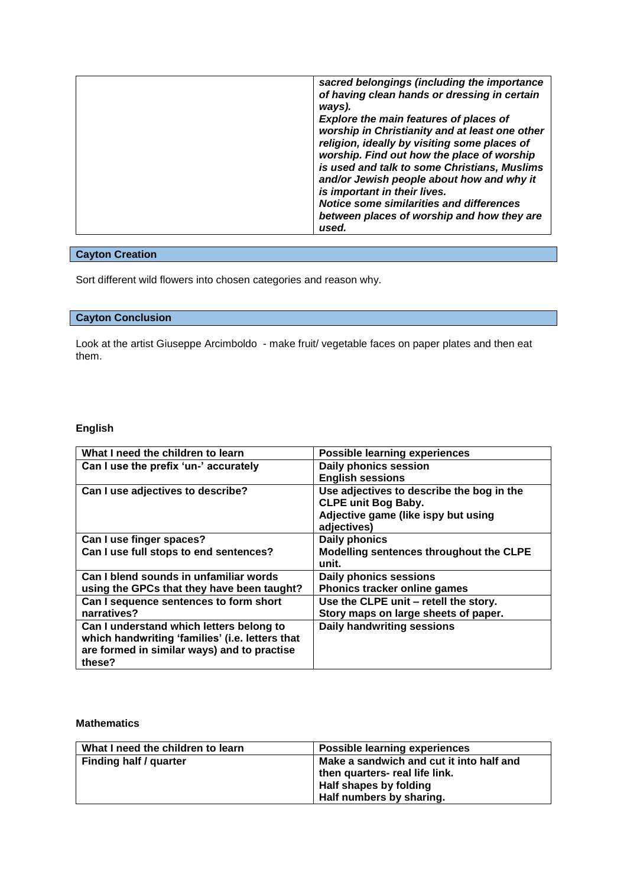| | |
|---|---|
| | ***sacred belongings (including the importance of having clean hands or dressing in certain ways).*** ***Explore the main features of places of worship in Christianity and at least one other religion, ideally by visiting some places of worship. Find out how the place of worship is used and talk to some Christians, Muslims and/or Jewish people about how and why it is important in their lives.*** ***Notice some similarities and differences between places of worship and how they are used.*** |

## Cayton Creation

Sort different wild flowers into chosen categories and reason why.

## Cayton Conclusion

Look at the artist Giuseppe Arcimboldo - make fruit/ vegetable faces on paper plates and then eat them.

**English**

| What I need the children to learn | Possible learning experiences |
|---|---|
| **Can I use the prefix 'un-' accurately** | **Daily phonics session** **English sessions** |
| **Can I use adjectives to describe?** | **Use adjectives to describe the bog in the CLPE unit Bog Baby.** **Adjective game (like ispy but using adjectives)** |
| **Can I use finger spaces?** **Can I use full stops to end sentences?** | **Daily phonics** **Modelling sentences throughout the CLPE unit.** |
| **Can I blend sounds in unfamiliar words using the GPCs that they have been taught?** | **Daily phonics sessions** **Phonics tracker online games** |
| **Can I sequence sentences to form short narratives?** | **Use the CLPE unit – retell the story.** **Story maps on large sheets of paper.** |
| **Can I understand which letters belong to which handwriting 'families' (i.e. letters that are formed in similar ways) and to practise these?** | **Daily handwriting sessions** |

**Mathematics**

| What I need the children to learn | Possible learning experiences |
|---|---|
| **Finding half / quarter** | **Make a sandwich and cut it into half and then quarters- real life link.** **Half shapes by folding** **Half numbers by sharing.** |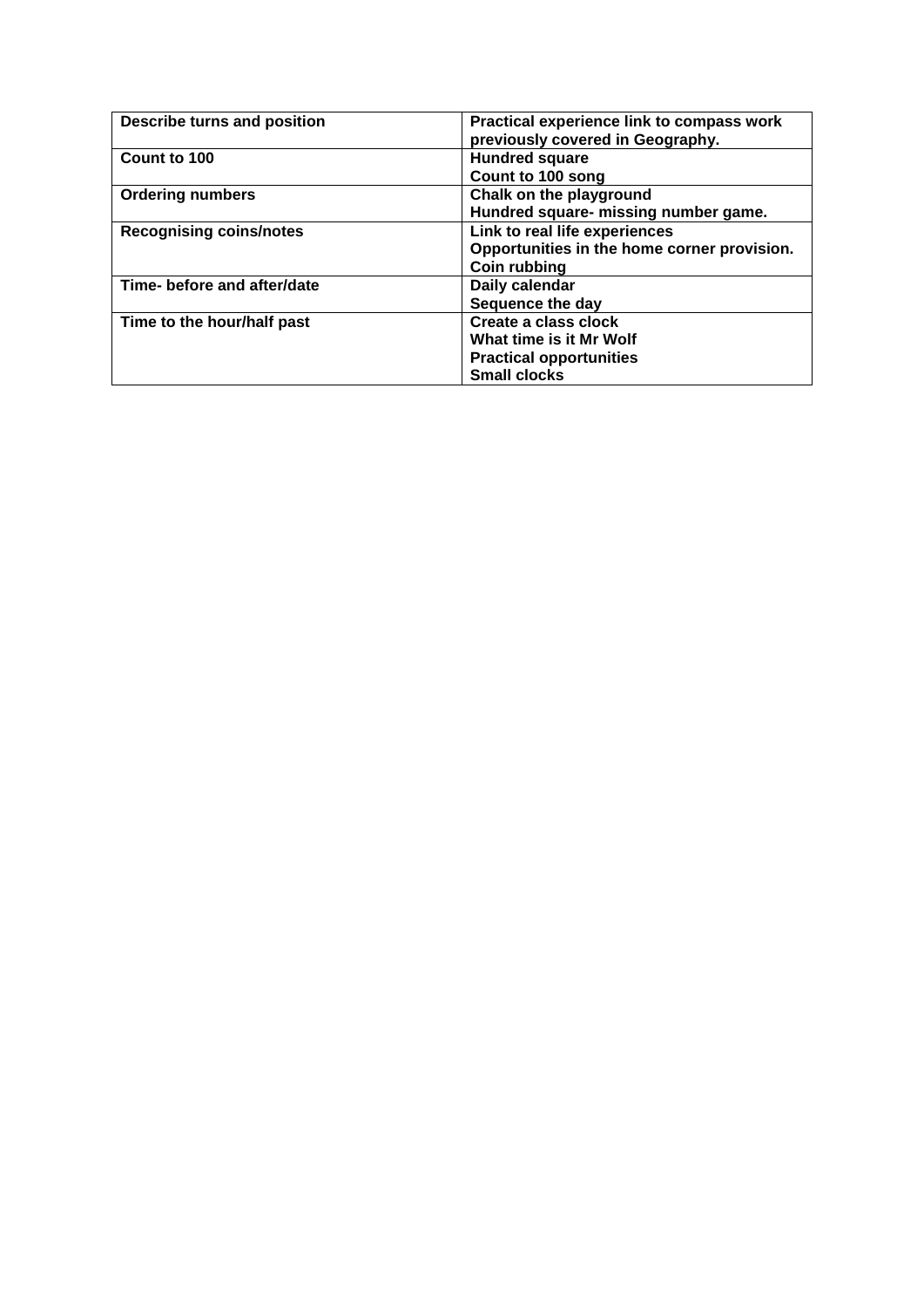| | |
|---|---|
| **Describe turns and position** | **Practical experience link to compass work previously covered in Geography.** |
| **Count to 100** | **Hundred square**<br>**Count to 100 song** |
| **Ordering numbers** | **Chalk on the playground**<br>**Hundred square- missing number game.** |
| **Recognising coins/notes** | **Link to real life experiences**<br>**Opportunities in the home corner provision.**<br>**Coin rubbing** |
| **Time- before and after/date** | **Daily calendar**<br>**Sequence the day** |
| **Time to the hour/half past** | **Create a class clock**<br>**What time is it Mr Wolf**<br>**Practical opportunities**<br>**Small clocks** |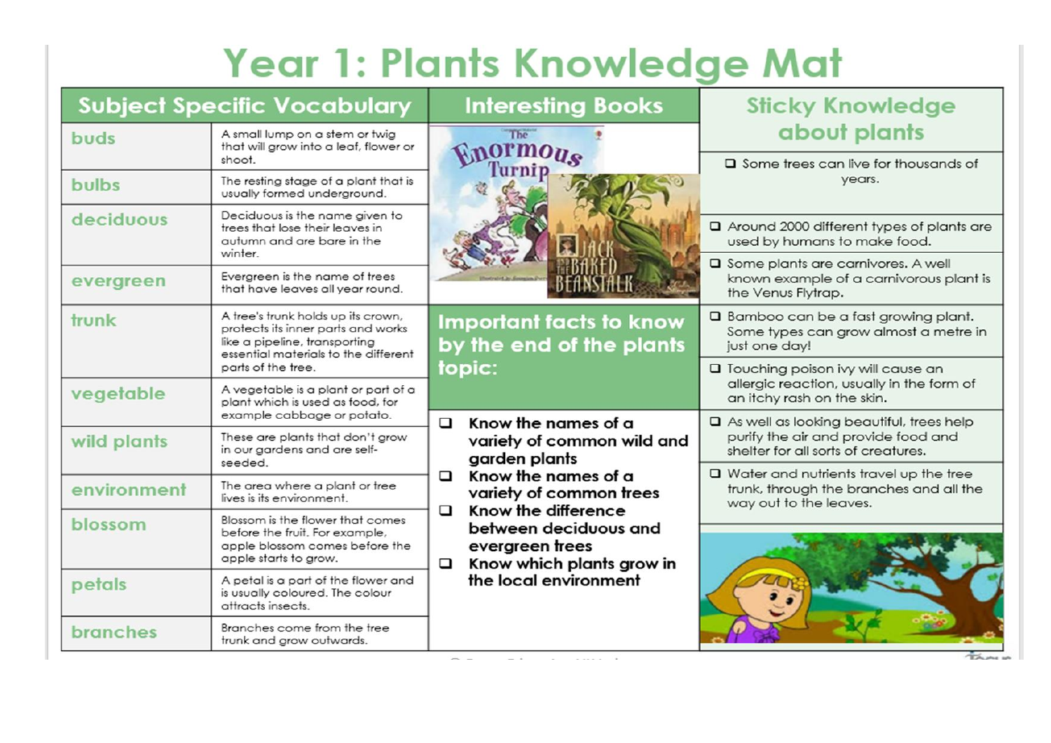# Year 1: Plants Knowledge Mat

## Subject Specific Vocabulary

| | |
|---|---|
| buds | A small lump on a stem or twig that will grow into a leaf, flower or shoot. |
| bulbs | The resting stage of a plant that is usually formed underground. |
| deciduous | Deciduous is the name given to trees that lose their leaves in autumn and are bare in the winter. |
| evergreen | Evergreen is the name of trees that have leaves all year round. |
| trunk | A tree's trunk holds up its crown, protects its inner parts and works like a pipeline, transporting essential materials to the different parts of the tree. |
| vegetable | A vegetable is a plant or part of a plant which is used as food, for example cabbage or potato. |
| wild plants | These are plants that don't grow in our gardens and are self-seeded. |
| environment | The area where a plant or tree lives is its environment. |
| blossom | Blossom is the flower that comes before the fruit. For example, apple blossom comes before the apple starts to grow. |
| petals | A petal is a part of the flower and is usually coloured. The colour attracts insects. |
| branches | Branches come from the tree trunk and grow outwards. |

## Interesting Books

The Enormous Turnip

Jack and the Baked Beanstalk

## Important facts to know by the end of the plants topic:

- **Know the names of a variety of common wild and garden plants**
- **Know the names of a variety of common trees**
- **Know the difference between deciduous and evergreen trees**
- **Know which plants grow in the local environment**

## Sticky Knowledge about plants

- Some trees can live for thousands of years.
- Around 2000 different types of plants are used by humans to make food.
- Some plants are carnivores. A well known example of a carnivorous plant is the Venus Flytrap.
- Bamboo can be a fast growing plant. Some types can grow almost a metre in just one day!
- Touching poison ivy will cause an allergic reaction, usually in the form of an itchy rash on the skin.
- As well as looking beautiful, trees help purify the air and provide food and shelter for all sorts of creatures.
- Water and nutrients travel up the tree trunk, through the branches and all the way out to the leaves.